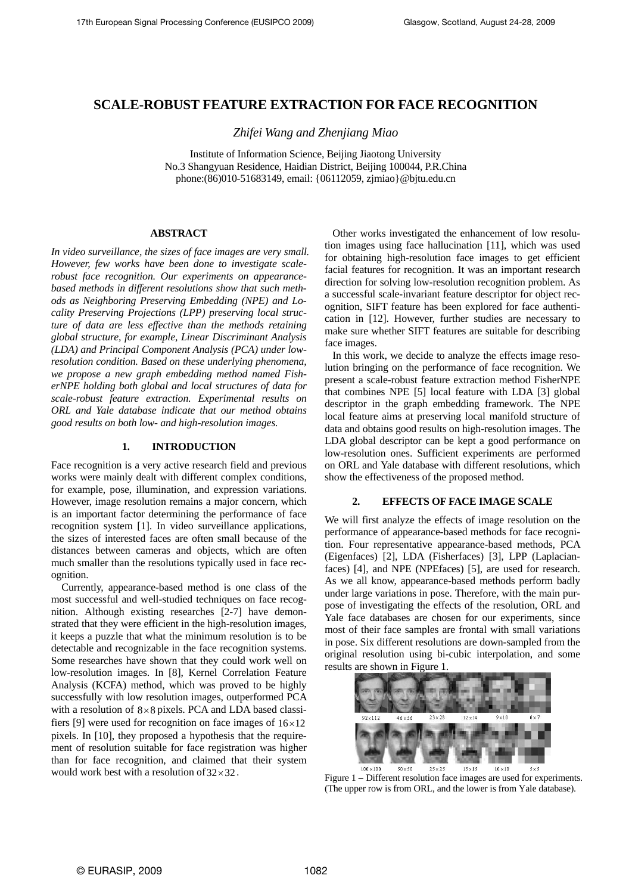# SCALE-ROBUST FEATURE EXTRACTION FOR FACE RECOGNITION

*Zhifei Wang and Zhenjiang Miao*

Institute of Information Science, Beijing Jiaotong University
No.3 Shangyuan Residence, Haidian District, Beijing 100044, P.R.China
phone:(86)010-51683149, email: {06112059, zjmiao}@bjtu.edu.cn

## ABSTRACT

*In video surveillance, the sizes of face images are very small. However, few works have been done to investigate scale-robust face recognition. Our experiments on appearance-based methods in different resolutions show that such methods as Neighboring Preserving Embedding (NPE) and Locality Preserving Projections (LPP) preserving local structure of data are less effective than the methods retaining global structure, for example, Linear Discriminant Analysis (LDA) and Principal Component Analysis (PCA) under low-resolution condition. Based on these underlying phenomena, we propose a new graph embedding method named FisherNPE holding both global and local structures of data for scale-robust feature extraction. Experimental results on ORL and Yale database indicate that our method obtains good results on both low- and high-resolution images.*

## 1. INTRODUCTION

Face recognition is a very active research field and previous works were mainly dealt with different complex conditions, for example, pose, illumination, and expression variations. However, image resolution remains a major concern, which is an important factor determining the performance of face recognition system [1]. In video surveillance applications, the sizes of interested faces are often small because of the distances between cameras and objects, which are often much smaller than the resolutions typically used in face recognition.

Currently, appearance-based method is one class of the most successful and well-studied techniques on face recognition. Although existing researches [2-7] have demonstrated that they were efficient in the high-resolution images, it keeps a puzzle that what the minimum resolution is to be detectable and recognizable in the face recognition systems. Some researches have shown that they could work well on low-resolution images. In [8], Kernel Correlation Feature Analysis (KCFA) method, which was proved to be highly successfully with low resolution images, outperformed PCA with a resolution of $8\times8$ pixels. PCA and LDA based classifiers [9] were used for recognition on face images of $16\times12$ pixels. In [10], they proposed a hypothesis that the requirement of resolution suitable for face registration was higher than for face recognition, and claimed that their system would work best with a resolution of $32\times32$.

Other works investigated the enhancement of low resolution images using face hallucination [11], which was used for obtaining high-resolution face images to get efficient facial features for recognition. It was an important research direction for solving low-resolution recognition problem. As a successful scale-invariant feature descriptor for object recognition, SIFT feature has been explored for face authentication in [12]. However, further studies are necessary to make sure whether SIFT features are suitable for describing face images.

In this work, we decide to analyze the effects image resolution bringing on the performance of face recognition. We present a scale-robust feature extraction method FisherNPE that combines NPE [5] local feature with LDA [3] global descriptor in the graph embedding framework. The NPE local feature aims at preserving local manifold structure of data and obtains good results on high-resolution images. The LDA global descriptor can be kept a good performance on low-resolution ones. Sufficient experiments are performed on ORL and Yale database with different resolutions, which show the effectiveness of the proposed method.

## 2. EFFECTS OF FACE IMAGE SCALE

We will first analyze the effects of image resolution on the performance of appearance-based methods for face recognition. Four representative appearance-based methods, PCA (Eigenfaces) [2], LDA (Fisherfaces) [3], LPP (Laplacianfaces) [4], and NPE (NPEfaces) [5], are used for research. As we all know, appearance-based methods perform badly under large variations in pose. Therefore, with the main purpose of investigating the effects of the resolution, ORL and Yale face databases are chosen for our experiments, since most of their face samples are frontal with small variations in pose. Six different resolutions are down-sampled from the original resolution using bi-cubic interpolation, and some results are shown in Figure 1.

92×112 46×56 23×28 12×14 9×10 6×7

100×100 50×50 25×25 15×15 10×10 5×5

Figure 1 – Different resolution face images are used for experiments. (The upper row is from ORL, and the lower is from Yale database).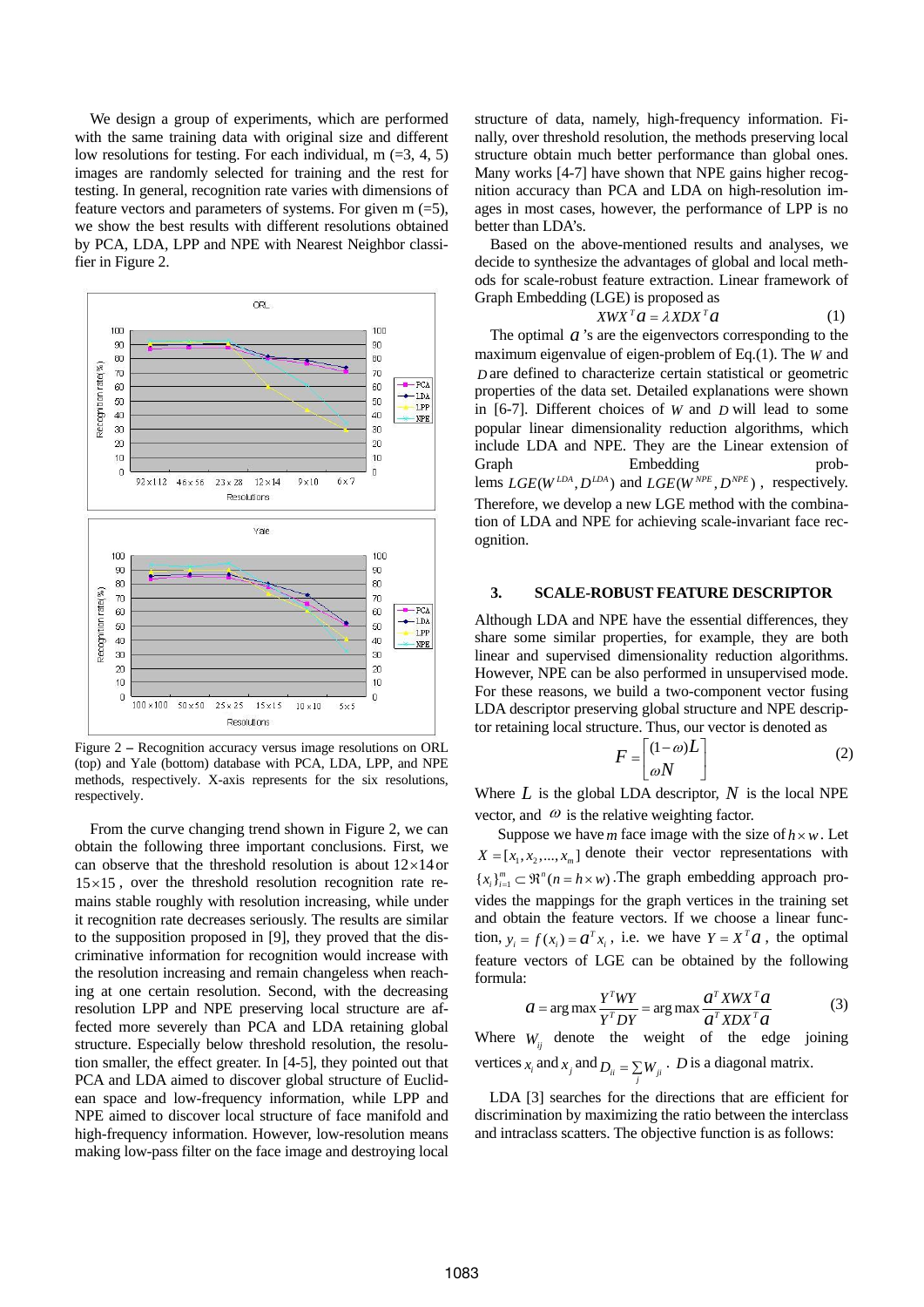We design a group of experiments, which are performed with the same training data with original size and different low resolutions for testing. For each individual, m (=3, 4, 5) images are randomly selected for training and the rest for testing. In general, recognition rate varies with dimensions of feature vectors and parameters of systems. For given m (=5), we show the best results with different resolutions obtained by PCA, LDA, LPP and NPE with Nearest Neighbor classifier in Figure 2.

Figure 2 – Recognition accuracy versus image resolutions on ORL (top) and Yale (bottom) database with PCA, LDA, LPP, and NPE methods, respectively. X-axis represents for the six resolutions, respectively.

From the curve changing trend shown in Figure 2, we can obtain the following three important conclusions. First, we can observe that the threshold resolution is about $12\times14$ or $15\times15$, over the threshold resolution recognition rate remains stable roughly with resolution increasing, while under it recognition rate decreases seriously. The results are similar to the supposition proposed in [9], they proved that the discriminative information for recognition would increase with the resolution increasing and remain changeless when reaching at one certain resolution. Second, with the decreasing resolution LPP and NPE preserving local structure are affected more severely than PCA and LDA retaining global structure. Especially below threshold resolution, the resolution smaller, the effect greater. In [4-5], they pointed out that PCA and LDA aimed to discover global structure of Euclidean space and low-frequency information, while LPP and NPE aimed to discover local structure of face manifold and high-frequency information. However, low-resolution means making low-pass filter on the face image and destroying local structure of data, namely, high-frequency information. Finally, over threshold resolution, the methods preserving local structure obtain much better performance than global ones. Many works [4-7] have shown that NPE gains higher recognition accuracy than PCA and LDA on high-resolution images in most cases, however, the performance of LPP is no better than LDA's.

Based on the above-mentioned results and analyses, we decide to synthesize the advantages of global and local methods for scale-robust feature extraction. Linear framework of Graph Embedding (LGE) is proposed as

$$XWX^{T}a = \lambda XDX^{T}a \tag{1}$$

The optimal $a$'s are the eigenvectors corresponding to the maximum eigenvalue of eigen-problem of Eq.(1). The $W$ and $D$ are defined to characterize certain statistical or geometric properties of the data set. Detailed explanations were shown in [6-7]. Different choices of $W$ and $D$ will lead to some popular linear dimensionality reduction algorithms, which include LDA and NPE. They are the Linear extension of Graph Embedding problems $LGE(W^{LDA}, D^{LDA})$ and $LGE(W^{NPE}, D^{NPE})$, respectively. Therefore, we develop a new LGE method with the combination of LDA and NPE for achieving scale-invariant face recognition.

## 3. SCALE-ROBUST FEATURE DESCRIPTOR

Although LDA and NPE have the essential differences, they share some similar properties, for example, they are both linear and supervised dimensionality reduction algorithms. However, NPE can be also performed in unsupervised mode. For these reasons, we build a two-component vector fusing LDA descriptor preserving global structure and NPE descriptor retaining local structure. Thus, our vector is denoted as

$$F = \begin{bmatrix} (1-\omega)L \\ \omega N \end{bmatrix} \tag{2}$$

Where $L$ is the global LDA descriptor, $N$ is the local NPE vector, and $\omega$ is the relative weighting factor.

Suppose we have $m$ face image with the size of $h \times w$. Let $X = [x_1, x_2, ..., x_m]$ denote their vector representations with $\{x_i\}_{i=1}^{m} \subset \Re^{n} (n = h \times w)$. The graph embedding approach provides the mappings for the graph vertices in the training set and obtain the feature vectors. If we choose a linear function, $y_i = f(x_i) = a^{T}x_i$, i.e. we have $Y = X^{T}a$, the optimal feature vectors of LGE can be obtained by the following formula:

$$a = \arg\max \frac{Y^{T}WY}{Y^{T}DY} = \arg\max \frac{a^{T}XWX^{T}a}{a^{T}XDX^{T}a} \tag{3}$$

Where $W_{ij}$ denote the weight of the edge joining vertices $x_i$ and $x_j$ and $D_{ii} = \sum_j W_{ji}$. $D$ is a diagonal matrix.

LDA [3] searches for the directions that are efficient for discrimination by maximizing the ratio between the interclass and intraclass scatters. The objective function is as follows: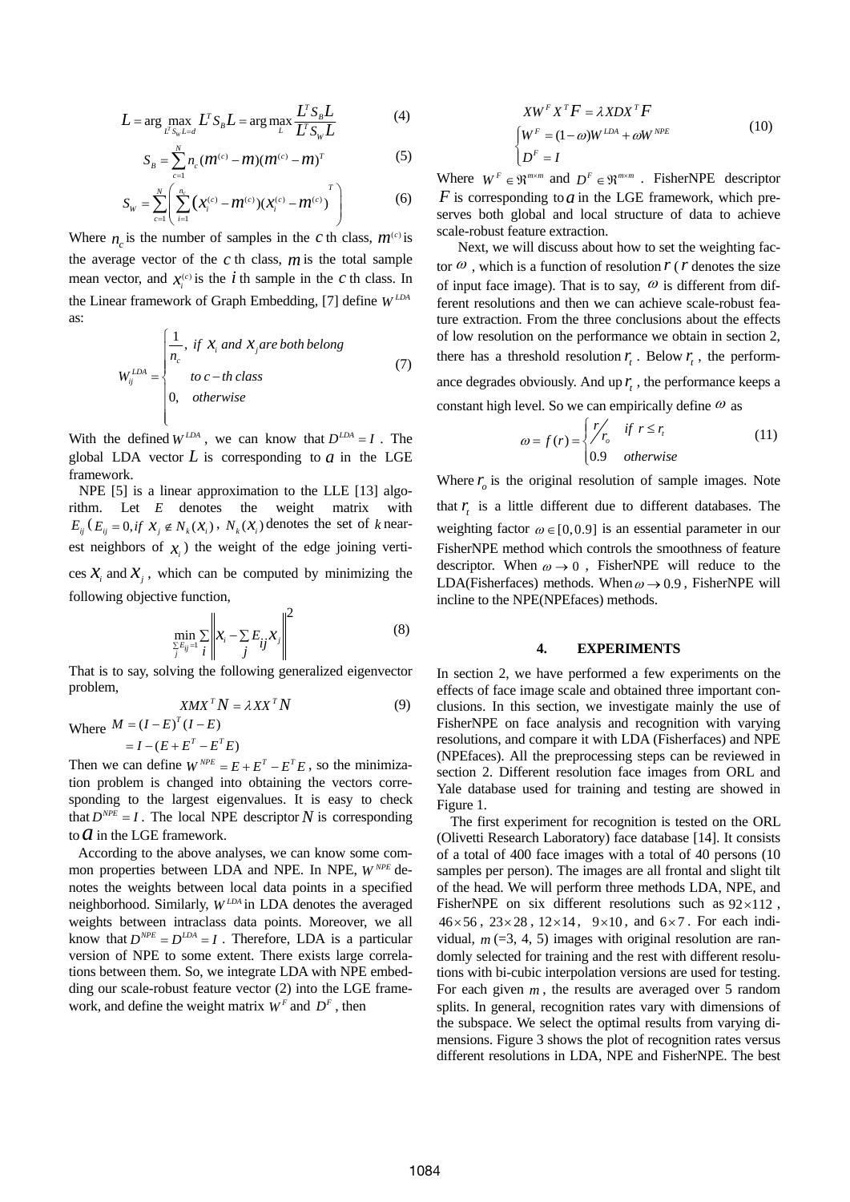$$L = \arg\max_{L^T S_W L = d} L^T S_B L = \arg\max_{L} \frac{L^T S_B L}{L^T S_W L} \tag{4}$$

$$S_B = \sum_{c=1}^{N} n_c (m^{(c)} - m)(m^{(c)} - m)^T \tag{5}$$

$$S_W = \sum_{c=1}^{N} \left( \sum_{i=1}^{n_c} (x_i^{(c)} - m^{(c)})(x_i^{(c)} - m^{(c)})^T \right) \tag{6}$$

Where $n_c$ is the number of samples in the $c$ th class, $m^{(c)}$ is the average vector of the $c$ th class, $m$ is the total sample mean vector, and $x_i^{(c)}$ is the $i$ th sample in the $c$ th class. In the Linear framework of Graph Embedding, [7] define $W^{LDA}$ as:

$$W_{ij}^{LDA} = \begin{cases} \frac{1}{n_c}, \ if \ x_i \ and \ x_j \ are \ both \ belong \\ \quad to \ c-th \ class \\ 0, \quad otherwise \end{cases} \tag{7}$$

With the defined $W^{LDA}$, we can know that $D^{LDA} = I$. The global LDA vector $L$ is corresponding to $a$ in the LGE framework.

NPE [5] is a linear approximation to the LLE [13] algorithm. Let $E$ denotes the weight matrix with $E_{ij}$ ($E_{ij} = 0, if \ x_j \notin N_k(x_i)$, $N_k(x_i)$ denotes the set of $k$ nearest neighbors of $x_i$) the weight of the edge joining vertices $x_i$ and $x_j$, which can be computed by minimizing the following objective function,

$$\min_{\sum_j E_{ij} = 1} \sum_i \left\| x_i - \sum_j E_{ij} x_j \right\|^2 \tag{8}$$

That is to say, solving the following generalized eigenvector problem,

$$XMX^T N = \lambda XX^T N \tag{9}$$

Where $M = (I-E)^T(I-E)$
$= I - (E + E^T - E^T E)$

Then we can define $W^{NPE} = E + E^T - E^T E$, so the minimization problem is changed into obtaining the vectors corresponding to the largest eigenvalues. It is easy to check that $D^{NPE} = I$. The local NPE descriptor $N$ is corresponding to $a$ in the LGE framework.

According to the above analyses, we can know some common properties between LDA and NPE. In NPE, $W^{NPE}$ denotes the weights between local data points in a specified neighborhood. Similarly, $W^{LDA}$ in LDA denotes the averaged weights between intraclass data points. Moreover, we all know that $D^{NPE} = D^{LDA} = I$. Therefore, LDA is a particular version of NPE to some extent. There exists large correlations between them. So, we integrate LDA with NPE embedding our scale-robust feature vector (2) into the LGE framework, and define the weight matrix $W^F$ and $D^F$, then

$$\begin{aligned} & XW^F X^T F = \lambda XDX^T F \\ & \begin{cases} W^F = (1-\omega)W^{LDA} + \omega W^{NPE} \\ D^F = I \end{cases} \end{aligned} \tag{10}$$

Where $W^F \in \Re^{m \times m}$ and $D^F \in \Re^{m \times m}$. FisherNPE descriptor $F$ is corresponding to $a$ in the LGE framework, which preserves both global and local structure of data to achieve scale-robust feature extraction.

Next, we will discuss about how to set the weighting factor $\omega$, which is a function of resolution $r$ ($r$ denotes the size of input face image). That is to say, $\omega$ is different from different resolutions and then we can achieve scale-robust feature extraction. From the three conclusions about the effects of low resolution on the performance we obtain in section 2, there has a threshold resolution $r_t$. Below $r_t$, the performance degrades obviously. And up $r_t$, the performance keeps a constant high level. So we can empirically define $\omega$ as

$$\omega = f(r) = \begin{cases} r / r_o & if \ r \le r_t \\ 0.9 & otherwise \end{cases} \tag{11}$$

Where $r_o$ is the original resolution of sample images. Note that $r_t$ is a little different due to different databases. The weighting factor $\omega \in [0, 0.9]$ is an essential parameter in our FisherNPE method which controls the smoothness of feature descriptor. When $\omega \to 0$, FisherNPE will reduce to the LDA(Fisherfaces) methods. When $\omega \to 0.9$, FisherNPE will incline to the NPE(NPEfaces) methods.

## 4. EXPERIMENTS

In section 2, we have performed a few experiments on the effects of face image scale and obtained three important conclusions. In this section, we investigate mainly the use of FisherNPE on face analysis and recognition with varying resolutions, and compare it with LDA (Fisherfaces) and NPE (NPEfaces). All the preprocessing steps can be reviewed in section 2. Different resolution face images from ORL and Yale database used for training and testing are showed in Figure 1.

The first experiment for recognition is tested on the ORL (Olivetti Research Laboratory) face database [14]. It consists of a total of 400 face images with a total of 40 persons (10 samples per person). The images are all frontal and slight tilt of the head. We will perform three methods LDA, NPE, and FisherNPE on six different resolutions such as $92 \times 112$, $46 \times 56$, $23 \times 28$, $12 \times 14$, $9 \times 10$, and $6 \times 7$. For each individual, $m$ (=3, 4, 5) images with original resolution are randomly selected for training and the rest with different resolutions with bi-cubic interpolation versions are used for testing. For each given $m$, the results are averaged over 5 random splits. In general, recognition rates vary with dimensions of the subspace. We select the optimal results from varying dimensions. Figure 3 shows the plot of recognition rates versus different resolutions in LDA, NPE and FisherNPE. The best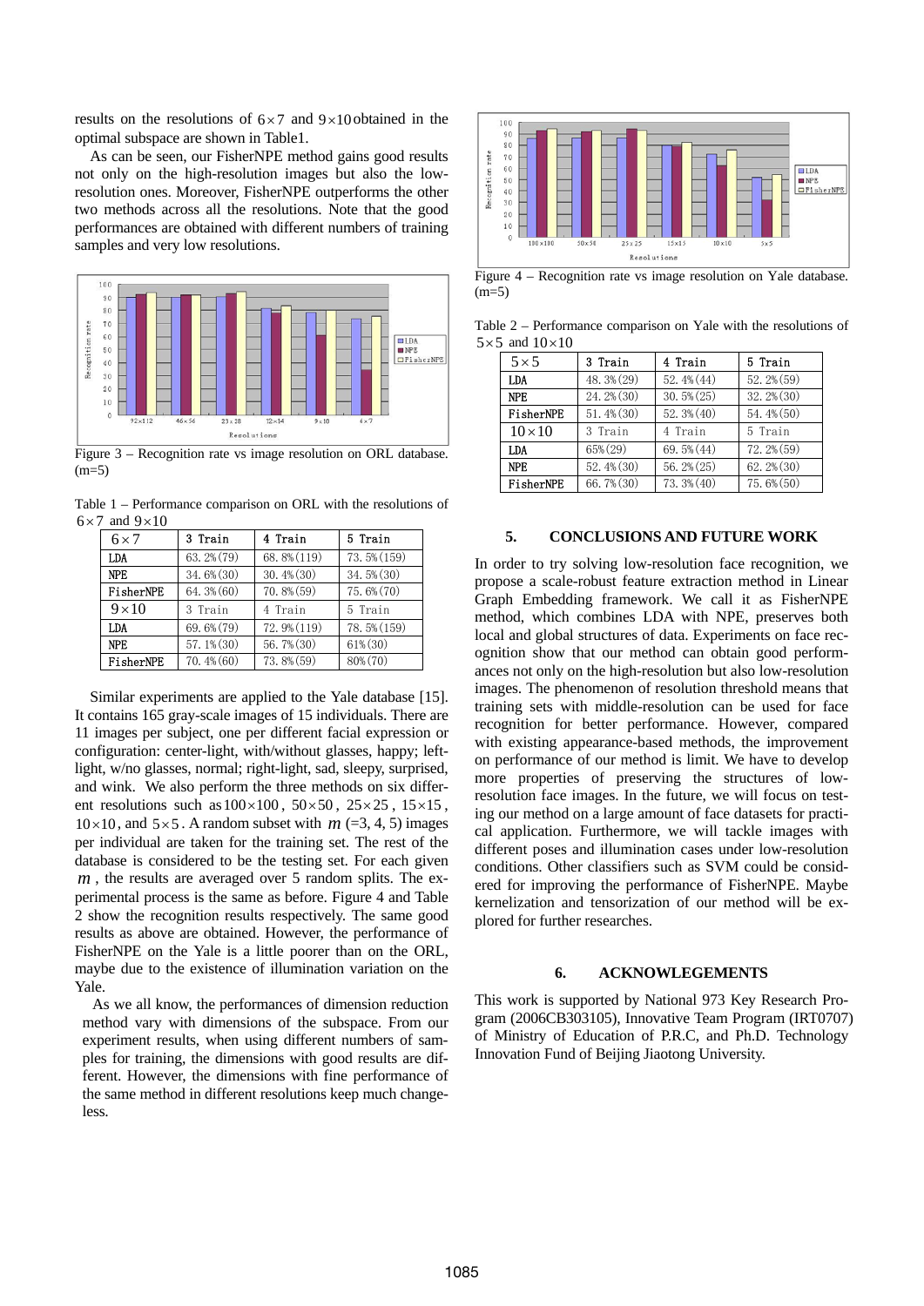results on the resolutions of $6\times7$ and $9\times10$ obtained in the optimal subspace are shown in Table1.

As can be seen, our FisherNPE method gains good results not only on the high-resolution images but also the low-resolution ones. Moreover, FisherNPE outperforms the other two methods across all the resolutions. Note that the good performances are obtained with different numbers of training samples and very low resolutions.

Figure 3 – Recognition rate vs image resolution on ORL database. (m=5)

Table 1 – Performance comparison on ORL with the resolutions of $6\times7$ and $9\times10$

| $6\times7$ | 3 Train | 4 Train | 5 Train |
|---|---|---|---|
| LDA | 63.2%(79) | 68.8%(119) | 73.5%(159) |
| NPE | 34.6%(30) | 30.4%(30) | 34.5%(30) |
| FisherNPE | 64.3%(60) | 70.8%(59) | 75.6%(70) |
| $9\times10$ | 3 Train | 4 Train | 5 Train |
| LDA | 69.6%(79) | 72.9%(119) | 78.5%(159) |
| NPE | 57.1%(30) | 56.7%(30) | 61%(30) |
| FisherNPE | 70.4%(60) | 73.8%(59) | 80%(70) |

Similar experiments are applied to the Yale database [15]. It contains 165 gray-scale images of 15 individuals. There are 11 images per subject, one per different facial expression or configuration: center-light, with/without glasses, happy; left-light, w/no glasses, normal; right-light, sad, sleepy, surprised, and wink. We also perform the three methods on six different resolutions such as $100\times100$, $50\times50$, $25\times25$, $15\times15$, $10\times10$, and $5\times5$. A random subset with $m$ (=3, 4, 5) images per individual are taken for the training set. The rest of the database is considered to be the testing set. For each given $m$, the results are averaged over 5 random splits. The experimental process is the same as before. Figure 4 and Table 2 show the recognition results respectively. The same good results as above are obtained. However, the performance of FisherNPE on the Yale is a little poorer than on the ORL, maybe due to the existence of illumination variation on the Yale.

As we all know, the performances of dimension reduction method vary with dimensions of the subspace. From our experiment results, when using different numbers of samples for training, the dimensions with good results are different. However, the dimensions with fine performance of the same method in different resolutions keep much changeless.

Figure 4 – Recognition rate vs image resolution on Yale database. (m=5)

Table 2 – Performance comparison on Yale with the resolutions of $5\times5$ and $10\times10$

| $5\times5$ | 3 Train | 4 Train | 5 Train |
|---|---|---|---|
| LDA | 48.3%(29) | 52.4%(44) | 52.2%(59) |
| NPE | 24.2%(30) | 30.5%(25) | 32.2%(30) |
| FisherNPE | 51.4%(30) | 52.3%(40) | 54.4%(50) |
| $10\times10$ | 3 Train | 4 Train | 5 Train |
| LDA | 65%(29) | 69.5%(44) | 72.2%(59) |
| NPE | 52.4%(30) | 56.2%(25) | 62.2%(30) |
| FisherNPE | 66.7%(30) | 73.3%(40) | 75.6%(50) |

## 5. CONCLUSIONS AND FUTURE WORK

In order to try solving low-resolution face recognition, we propose a scale-robust feature extraction method in Linear Graph Embedding framework. We call it as FisherNPE method, which combines LDA with NPE, preserves both local and global structures of data. Experiments on face recognition show that our method can obtain good performances not only on the high-resolution but also low-resolution images. The phenomenon of resolution threshold means that training sets with middle-resolution can be used for face recognition for better performance. However, compared with existing appearance-based methods, the improvement on performance of our method is limit. We have to develop more properties of preserving the structures of low-resolution face images. In the future, we will focus on testing our method on a large amount of face datasets for practical application. Furthermore, we will tackle images with different poses and illumination cases under low-resolution conditions. Other classifiers such as SVM could be considered for improving the performance of FisherNPE. Maybe kernelization and tensorization of our method will be explored for further researches.

## 6. ACKNOWLEGEMENTS

This work is supported by National 973 Key Research Program (2006CB303105), Innovative Team Program (IRT0707) of Ministry of Education of P.R.C, and Ph.D. Technology Innovation Fund of Beijing Jiaotong University.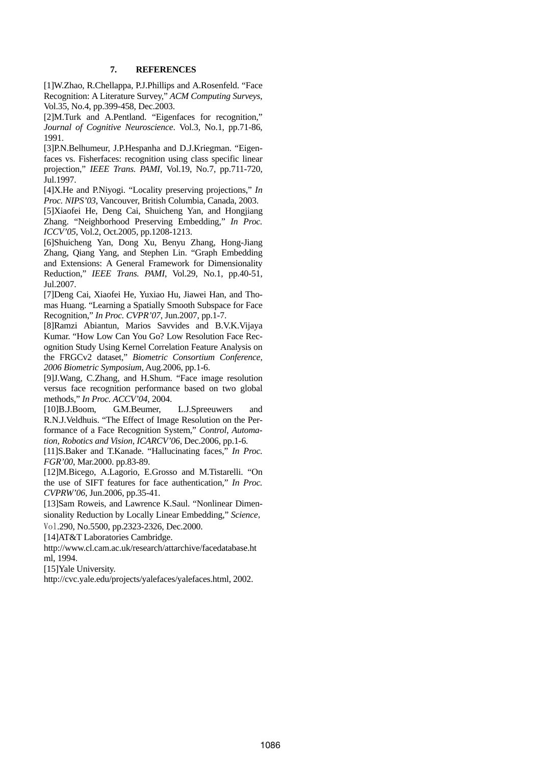## 7. REFERENCES

[1]W.Zhao, R.Chellappa, P.J.Phillips and A.Rosenfeld. "Face Recognition: A Literature Survey," *ACM Computing Surveys*, Vol.35, No.4, pp.399-458, Dec.2003.

[2]M.Turk and A.Pentland. "Eigenfaces for recognition," *Journal of Cognitive Neuroscience*. Vol.3, No.1, pp.71-86, 1991.

[3]P.N.Belhumeur, J.P.Hespanha and D.J.Kriegman. "Eigen-faces vs. Fisherfaces: recognition using class specific linear projection," *IEEE Trans. PAMI*, Vol.19, No.7, pp.711-720, Jul.1997.

[4]X.He and P.Niyogi. "Locality preserving projections," *In Proc. NIPS'03*, Vancouver, British Columbia, Canada, 2003.

[5]Xiaofei He, Deng Cai, Shuicheng Yan, and Hongjiang Zhang. "Neighborhood Preserving Embedding," *In Proc. ICCV'05*, Vol.2, Oct.2005, pp.1208-1213.

[6]Shuicheng Yan, Dong Xu, Benyu Zhang, Hong-Jiang Zhang, Qiang Yang, and Stephen Lin. "Graph Embedding and Extensions: A General Framework for Dimensionality Reduction," *IEEE Trans. PAMI*, Vol.29, No.1, pp.40-51, Jul.2007.

[7]Deng Cai, Xiaofei He, Yuxiao Hu, Jiawei Han, and Thomas Huang. "Learning a Spatially Smooth Subspace for Face Recognition," *In Proc. CVPR'07*, Jun.2007, pp.1-7.

[8]Ramzi Abiantun, Marios Savvides and B.V.K.Vijaya Kumar. "How Low Can You Go? Low Resolution Face Recognition Study Using Kernel Correlation Feature Analysis on the FRGCv2 dataset," *Biometric Consortium Conference, 2006 Biometric Symposium*, Aug.2006, pp.1-6.

[9]J.Wang, C.Zhang, and H.Shum. "Face image resolution versus face recognition performance based on two global methods," *In Proc. ACCV'04*, 2004.

[10]B.J.Boom, G.M.Beumer, L.J.Spreeuwers and R.N.J.Veldhuis. "The Effect of Image Resolution on the Performance of a Face Recognition System," *Control, Automation, Robotics and Vision, ICARCV'06*, Dec.2006, pp.1-6.

[11]S.Baker and T.Kanade. "Hallucinating faces," *In Proc. FGR'00*, Mar.2000. pp.83-89.

[12]M.Bicego, A.Lagorio, E.Grosso and M.Tistarelli. "On the use of SIFT features for face authentication," *In Proc. CVPRW'06*, Jun.2006, pp.35-41.

[13]Sam Roweis, and Lawrence K.Saul. "Nonlinear Dimensionality Reduction by Locally Linear Embedding," *Science*, Vol.290, No.5500, pp.2323-2326, Dec.2000.

[14]AT&T Laboratories Cambridge.
http://www.cl.cam.ac.uk/research/attarchive/facedatabase.html, 1994.

[15]Yale University.
http://cvc.yale.edu/projects/yalefaces/yalefaces.html, 2002.